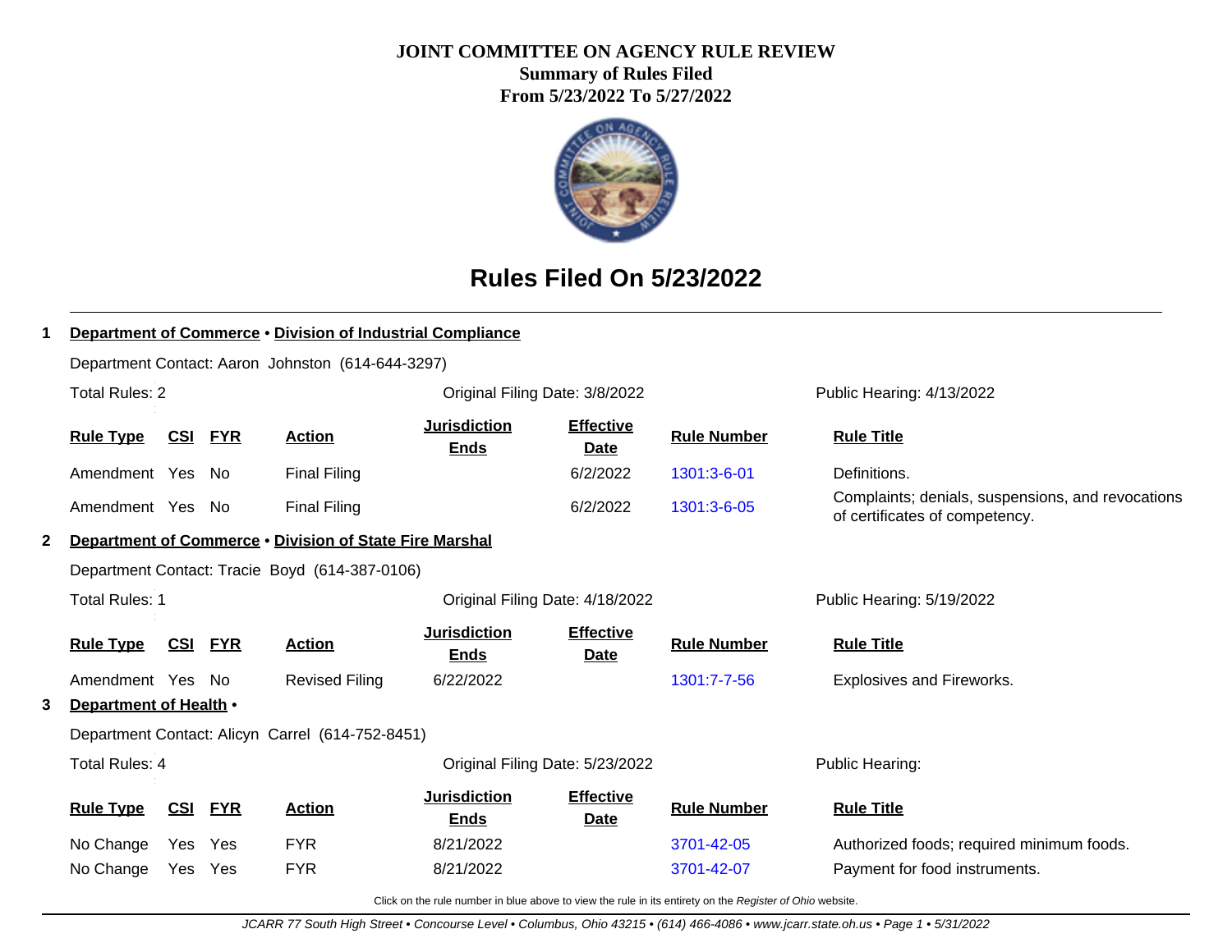# JOINT COMMITTEE ON AGENCY RULE REVIEW

**Summary of Rules Filed**

**From 5/23/2022 To 5/27/2022**

## Rules Filed On 5/23/2022

### 1 Department of Commerce • Division of Industrial Compliance

Department Contact: Aaron Johnston (614-644-3297)

Total Rules: 2 | Original Filing Date: 3/8/2022 | Public Hearing: 4/13/2022

| Rule Type | CSI | FYR | Action | Jurisdiction Ends | Effective Date | Rule Number | Rule Title |
|---|---|---|---|---|---|---|---|
| Amendment | Yes | No | Final Filing | | 6/2/2022 | 1301:3-6-01 | Definitions. |
| Amendment | Yes | No | Final Filing | | 6/2/2022 | 1301:3-6-05 | Complaints; denials, suspensions, and revocations of certificates of competency. |

### 2 Department of Commerce • Division of State Fire Marshal

Department Contact: Tracie Boyd (614-387-0106)

Total Rules: 1 | Original Filing Date: 4/18/2022 | Public Hearing: 5/19/2022

| Rule Type | CSI | FYR | Action | Jurisdiction Ends | Effective Date | Rule Number | Rule Title |
|---|---|---|---|---|---|---|---|
| Amendment | Yes | No | Revised Filing | 6/22/2022 | | 1301:7-7-56 | Explosives and Fireworks. |

### 3 Department of Health •

Department Contact: Alicyn Carrel (614-752-8451)

Total Rules: 4 | Original Filing Date: 5/23/2022 | Public Hearing:

| Rule Type | CSI | FYR | Action | Jurisdiction Ends | Effective Date | Rule Number | Rule Title |
|---|---|---|---|---|---|---|---|
| No Change | Yes | Yes | FYR | 8/21/2022 | | 3701-42-05 | Authorized foods; required minimum foods. |
| No Change | Yes | Yes | FYR | 8/21/2022 | | 3701-42-07 | Payment for food instruments. |

Click on the rule number in blue above to view the rule in its entirety on the *Register of Ohio* website.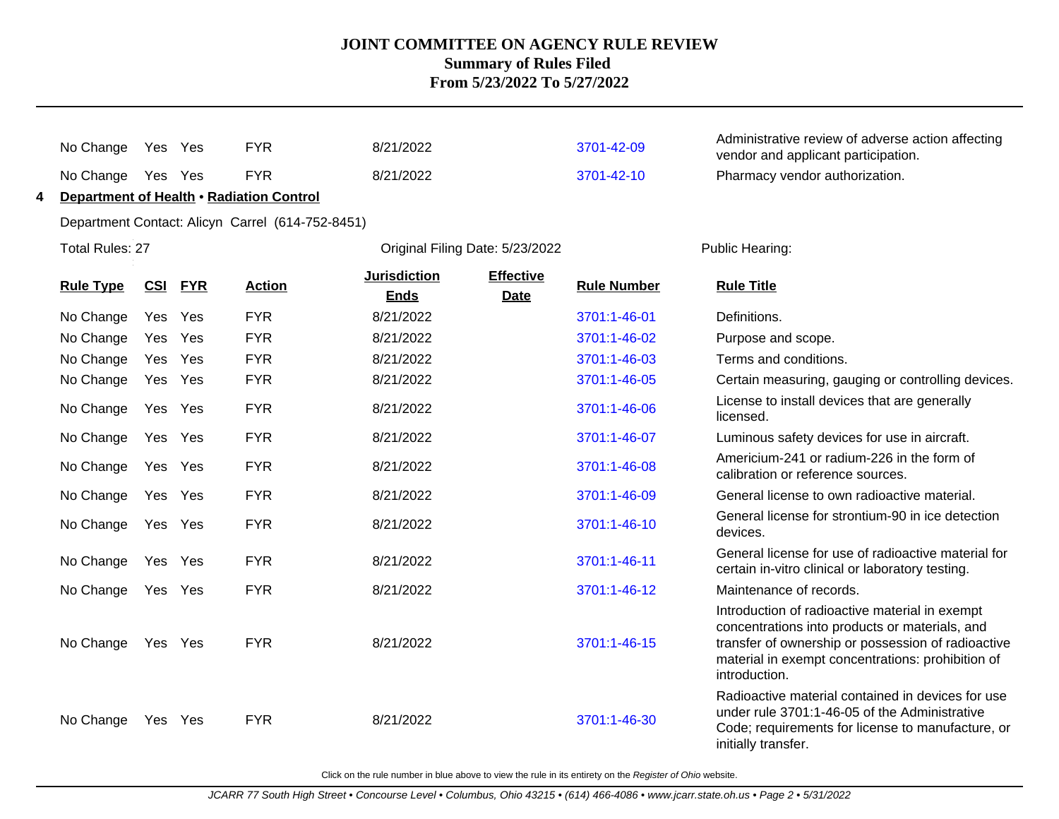# JOINT COMMITTEE ON AGENCY RULE REVIEW
## Summary of Rules Filed
## From 5/23/2022 To 5/27/2022

| Rule Type | CSI | FYR | Action | Jurisdiction Ends | Effective Date | Rule Number | Rule Title |
|---|---|---|---|---|---|---|---|
| No Change | Yes | Yes | FYR | 8/21/2022 | | 3701-42-09 | Administrative review of adverse action affecting vendor and applicant participation. |
| No Change | Yes | Yes | FYR | 8/21/2022 | | 3701-42-10 | Pharmacy vendor authorization. |

**4 Department of Health • Radiation Control**

Department Contact: Alicyn Carrel (614-752-8451)

Total Rules: 27

Original Filing Date: 5/23/2022

Public Hearing:

| Rule Type | CSI | FYR | Action | Jurisdiction Ends | Effective Date | Rule Number | Rule Title |
|---|---|---|---|---|---|---|---|
| No Change | Yes | Yes | FYR | 8/21/2022 | | 3701:1-46-01 | Definitions. |
| No Change | Yes | Yes | FYR | 8/21/2022 | | 3701:1-46-02 | Purpose and scope. |
| No Change | Yes | Yes | FYR | 8/21/2022 | | 3701:1-46-03 | Terms and conditions. |
| No Change | Yes | Yes | FYR | 8/21/2022 | | 3701:1-46-05 | Certain measuring, gauging or controlling devices. |
| No Change | Yes | Yes | FYR | 8/21/2022 | | 3701:1-46-06 | License to install devices that are generally licensed. |
| No Change | Yes | Yes | FYR | 8/21/2022 | | 3701:1-46-07 | Luminous safety devices for use in aircraft. |
| No Change | Yes | Yes | FYR | 8/21/2022 | | 3701:1-46-08 | Americium-241 or radium-226 in the form of calibration or reference sources. |
| No Change | Yes | Yes | FYR | 8/21/2022 | | 3701:1-46-09 | General license to own radioactive material. |
| No Change | Yes | Yes | FYR | 8/21/2022 | | 3701:1-46-10 | General license for strontium-90 in ice detection devices. |
| No Change | Yes | Yes | FYR | 8/21/2022 | | 3701:1-46-11 | General license for use of radioactive material for certain in-vitro clinical or laboratory testing. |
| No Change | Yes | Yes | FYR | 8/21/2022 | | 3701:1-46-12 | Maintenance of records. |
| No Change | Yes | Yes | FYR | 8/21/2022 | | 3701:1-46-15 | Introduction of radioactive material in exempt concentrations into products or materials, and transfer of ownership or possession of radioactive material in exempt concentrations: prohibition of introduction. |
| No Change | Yes | Yes | FYR | 8/21/2022 | | 3701:1-46-30 | Radioactive material contained in devices for use under rule 3701:1-46-05 of the Administrative Code; requirements for license to manufacture, or initially transfer. |

Click on the rule number in blue above to view the rule in its entirety on the *Register of Ohio* website.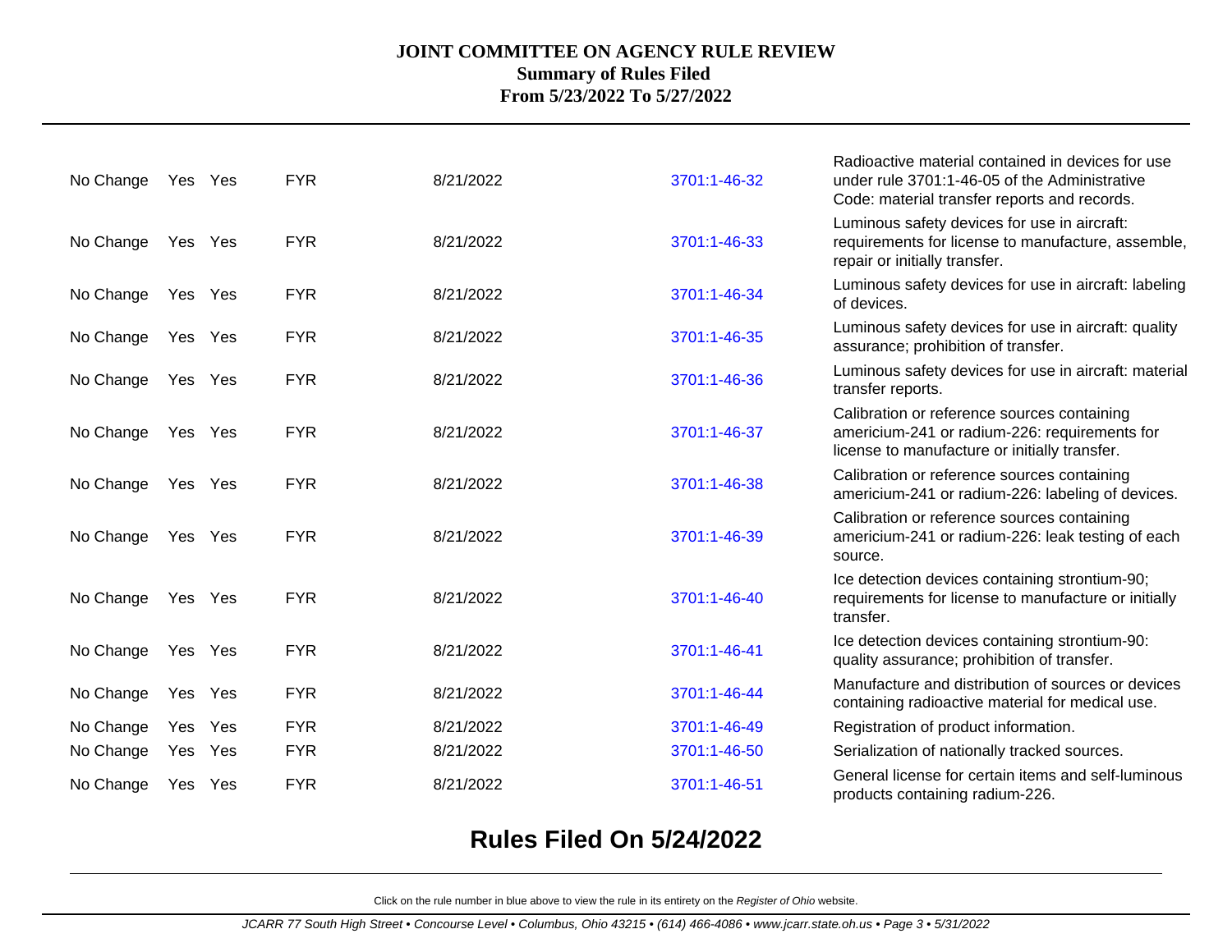# JOINT COMMITTEE ON AGENCY RULE REVIEW
**Summary of Rules Filed**
**From 5/23/2022 To 5/27/2022**

| | | | | | | |
|---|---|---|---|---|---|---|
| No Change | Yes | Yes | FYR | 8/21/2022 | 3701:1-46-32 | Radioactive material contained in devices for use under rule 3701:1-46-05 of the Administrative Code: material transfer reports and records. |
| No Change | Yes | Yes | FYR | 8/21/2022 | 3701:1-46-33 | Luminous safety devices for use in aircraft: requirements for license to manufacture, assemble, repair or initially transfer. |
| No Change | Yes | Yes | FYR | 8/21/2022 | 3701:1-46-34 | Luminous safety devices for use in aircraft: labeling of devices. |
| No Change | Yes | Yes | FYR | 8/21/2022 | 3701:1-46-35 | Luminous safety devices for use in aircraft: quality assurance; prohibition of transfer. |
| No Change | Yes | Yes | FYR | 8/21/2022 | 3701:1-46-36 | Luminous safety devices for use in aircraft: material transfer reports. |
| No Change | Yes | Yes | FYR | 8/21/2022 | 3701:1-46-37 | Calibration or reference sources containing americium-241 or radium-226: requirements for license to manufacture or initially transfer. |
| No Change | Yes | Yes | FYR | 8/21/2022 | 3701:1-46-38 | Calibration or reference sources containing americium-241 or radium-226: labeling of devices. |
| No Change | Yes | Yes | FYR | 8/21/2022 | 3701:1-46-39 | Calibration or reference sources containing americium-241 or radium-226: leak testing of each source. |
| No Change | Yes | Yes | FYR | 8/21/2022 | 3701:1-46-40 | Ice detection devices containing strontium-90; requirements for license to manufacture or initially transfer. |
| No Change | Yes | Yes | FYR | 8/21/2022 | 3701:1-46-41 | Ice detection devices containing strontium-90: quality assurance; prohibition of transfer. |
| No Change | Yes | Yes | FYR | 8/21/2022 | 3701:1-46-44 | Manufacture and distribution of sources or devices containing radioactive material for medical use. |
| No Change | Yes | Yes | FYR | 8/21/2022 | 3701:1-46-49 | Registration of product information. |
| No Change | Yes | Yes | FYR | 8/21/2022 | 3701:1-46-50 | Serialization of nationally tracked sources. |
| No Change | Yes | Yes | FYR | 8/21/2022 | 3701:1-46-51 | General license for certain items and self-luminous products containing radium-226. |

## Rules Filed On 5/24/2022

Click on the rule number in blue above to view the rule in its entirety on the *Register of Ohio* website.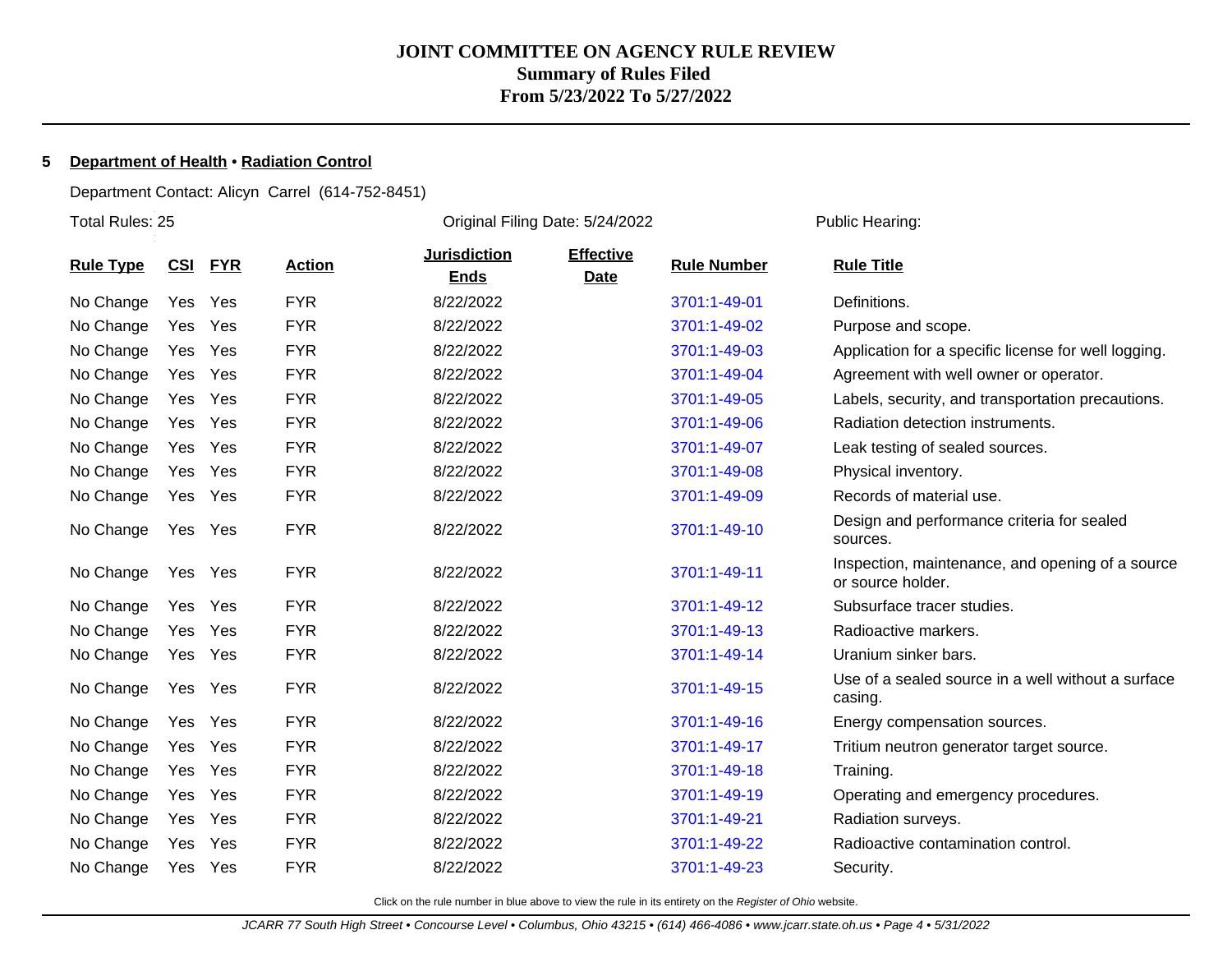# JOINT COMMITTEE ON AGENCY RULE REVIEW
## Summary of Rules Filed
## From 5/23/2022 To 5/27/2022

**5** **Department of Health** • **Radiation Control**

Department Contact: Alicyn Carrel (614-752-8451)

Total Rules: 25 | Original Filing Date: 5/24/2022 | Public Hearing:

| Rule Type | CSI | FYR | Action | Jurisdiction Ends | Effective Date | Rule Number | Rule Title |
|---|---|---|---|---|---|---|---|
| No Change | Yes | Yes | FYR | 8/22/2022 | | 3701:1-49-01 | Definitions. |
| No Change | Yes | Yes | FYR | 8/22/2022 | | 3701:1-49-02 | Purpose and scope. |
| No Change | Yes | Yes | FYR | 8/22/2022 | | 3701:1-49-03 | Application for a specific license for well logging. |
| No Change | Yes | Yes | FYR | 8/22/2022 | | 3701:1-49-04 | Agreement with well owner or operator. |
| No Change | Yes | Yes | FYR | 8/22/2022 | | 3701:1-49-05 | Labels, security, and transportation precautions. |
| No Change | Yes | Yes | FYR | 8/22/2022 | | 3701:1-49-06 | Radiation detection instruments. |
| No Change | Yes | Yes | FYR | 8/22/2022 | | 3701:1-49-07 | Leak testing of sealed sources. |
| No Change | Yes | Yes | FYR | 8/22/2022 | | 3701:1-49-08 | Physical inventory. |
| No Change | Yes | Yes | FYR | 8/22/2022 | | 3701:1-49-09 | Records of material use. |
| No Change | Yes | Yes | FYR | 8/22/2022 | | 3701:1-49-10 | Design and performance criteria for sealed sources. |
| No Change | Yes | Yes | FYR | 8/22/2022 | | 3701:1-49-11 | Inspection, maintenance, and opening of a source or source holder. |
| No Change | Yes | Yes | FYR | 8/22/2022 | | 3701:1-49-12 | Subsurface tracer studies. |
| No Change | Yes | Yes | FYR | 8/22/2022 | | 3701:1-49-13 | Radioactive markers. |
| No Change | Yes | Yes | FYR | 8/22/2022 | | 3701:1-49-14 | Uranium sinker bars. |
| No Change | Yes | Yes | FYR | 8/22/2022 | | 3701:1-49-15 | Use of a sealed source in a well without a surface casing. |
| No Change | Yes | Yes | FYR | 8/22/2022 | | 3701:1-49-16 | Energy compensation sources. |
| No Change | Yes | Yes | FYR | 8/22/2022 | | 3701:1-49-17 | Tritium neutron generator target source. |
| No Change | Yes | Yes | FYR | 8/22/2022 | | 3701:1-49-18 | Training. |
| No Change | Yes | Yes | FYR | 8/22/2022 | | 3701:1-49-19 | Operating and emergency procedures. |
| No Change | Yes | Yes | FYR | 8/22/2022 | | 3701:1-49-21 | Radiation surveys. |
| No Change | Yes | Yes | FYR | 8/22/2022 | | 3701:1-49-22 | Radioactive contamination control. |
| No Change | Yes | Yes | FYR | 8/22/2022 | | 3701:1-49-23 | Security. |

Click on the rule number in blue above to view the rule in its entirety on the *Register of Ohio* website.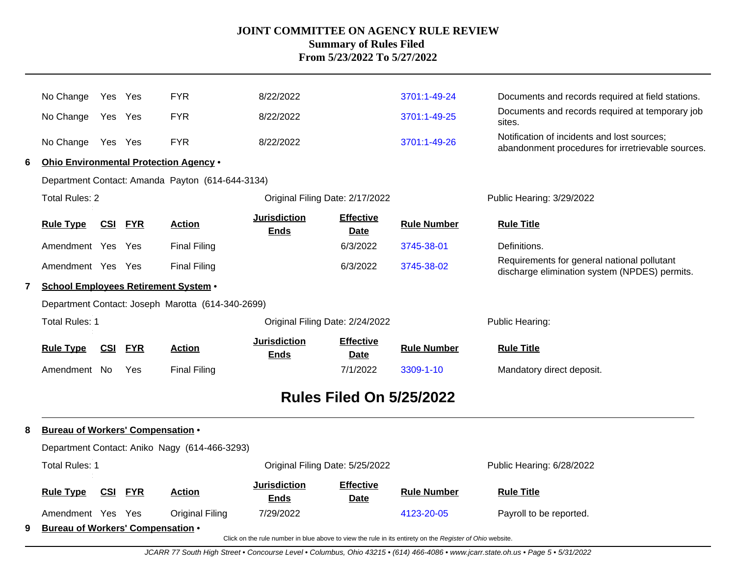# JOINT COMMITTEE ON AGENCY RULE REVIEW
## Summary of Rules Filed
## From 5/23/2022 To 5/27/2022

| Rule Type | CSI | FYR | Action | Jurisdiction Ends | Effective Date | Rule Number | Rule Title |
|---|---|---|---|---|---|---|---|
| No Change | Yes | Yes | FYR | 8/22/2022 | | 3701:1-49-24 | Documents and records required at field stations. |
| No Change | Yes | Yes | FYR | 8/22/2022 | | 3701:1-49-25 | Documents and records required at temporary job sites. |
| No Change | Yes | Yes | FYR | 8/22/2022 | | 3701:1-49-26 | Notification of incidents and lost sources; abandonment procedures for irretrievable sources. |

**6 Ohio Environmental Protection Agency •**

Department Contact: Amanda Payton (614-644-3134)

Total Rules: 2 | Original Filing Date: 2/17/2022 | Public Hearing: 3/29/2022

| Rule Type | CSI | FYR | Action | Jurisdiction Ends | Effective Date | Rule Number | Rule Title |
|---|---|---|---|---|---|---|---|
| Amendment | Yes | Yes | Final Filing | | 6/3/2022 | 3745-38-01 | Definitions. |
| Amendment | Yes | Yes | Final Filing | | 6/3/2022 | 3745-38-02 | Requirements for general national pollutant discharge elimination system (NPDES) permits. |

**7 School Employees Retirement System •**

Department Contact: Joseph Marotta (614-340-2699)

Total Rules: 1 | Original Filing Date: 2/24/2022 | Public Hearing:

| Rule Type | CSI | FYR | Action | Jurisdiction Ends | Effective Date | Rule Number | Rule Title |
|---|---|---|---|---|---|---|---|
| Amendment | No | Yes | Final Filing | | 7/1/2022 | 3309-1-10 | Mandatory direct deposit. |

# Rules Filed On 5/25/2022

**8 Bureau of Workers' Compensation •**

Department Contact: Aniko Nagy (614-466-3293)

Total Rules: 1 | Original Filing Date: 5/25/2022 | Public Hearing: 6/28/2022

| Rule Type | CSI | FYR | Action | Jurisdiction Ends | Effective Date | Rule Number | Rule Title |
|---|---|---|---|---|---|---|---|
| Amendment | Yes | Yes | Original Filing | 7/29/2022 | | 4123-20-05 | Payroll to be reported. |

**9 Bureau of Workers' Compensation •**

Click on the rule number in blue above to view the rule in its entirety on the *Register of Ohio* website.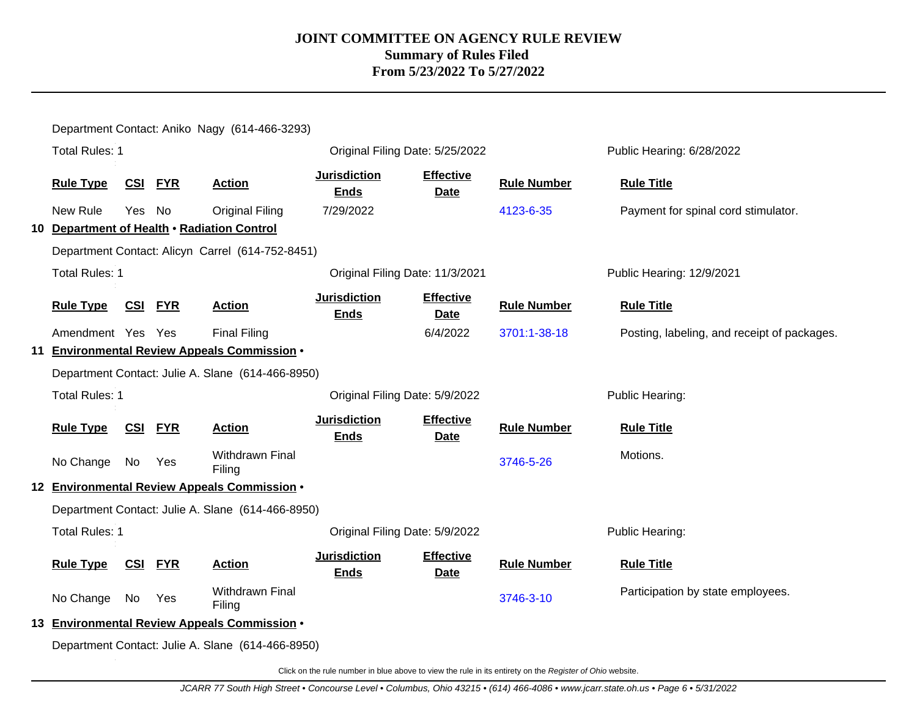# JOINT COMMITTEE ON AGENCY RULE REVIEW
## Summary of Rules Filed
## From 5/23/2022 To 5/27/2022

Department Contact: Aniko Nagy (614-466-3293)

Total Rules: 1 | Original Filing Date: 5/25/2022 | Public Hearing: 6/28/2022

| Rule Type | CSI | FYR | Action | Jurisdiction Ends | Effective Date | Rule Number | Rule Title |
|---|---|---|---|---|---|---|---|
| New Rule | Yes | No | Original Filing | 7/29/2022 | | 4123-6-35 | Payment for spinal cord stimulator. |

### 10 Department of Health • Radiation Control

Department Contact: Alicyn Carrel (614-752-8451)

Total Rules: 1 | Original Filing Date: 11/3/2021 | Public Hearing: 12/9/2021

| Rule Type | CSI | FYR | Action | Jurisdiction Ends | Effective Date | Rule Number | Rule Title |
|---|---|---|---|---|---|---|---|
| Amendment | Yes | Yes | Final Filing | | 6/4/2022 | 3701:1-38-18 | Posting, labeling, and receipt of packages. |

### 11 Environmental Review Appeals Commission •

Department Contact: Julie A. Slane (614-466-8950)

Total Rules: 1 | Original Filing Date: 5/9/2022 | Public Hearing:

| Rule Type | CSI | FYR | Action | Jurisdiction Ends | Effective Date | Rule Number | Rule Title |
|---|---|---|---|---|---|---|---|
| No Change | No | Yes | Withdrawn Final Filing | | | 3746-5-26 | Motions. |

### 12 Environmental Review Appeals Commission •

Department Contact: Julie A. Slane (614-466-8950)

Total Rules: 1 | Original Filing Date: 5/9/2022 | Public Hearing:

| Rule Type | CSI | FYR | Action | Jurisdiction Ends | Effective Date | Rule Number | Rule Title |
|---|---|---|---|---|---|---|---|
| No Change | No | Yes | Withdrawn Final Filing | | | 3746-3-10 | Participation by state employees. |

### 13 Environmental Review Appeals Commission •

Department Contact: Julie A. Slane (614-466-8950)

Click on the rule number in blue above to view the rule in its entirety on the *Register of Ohio* website.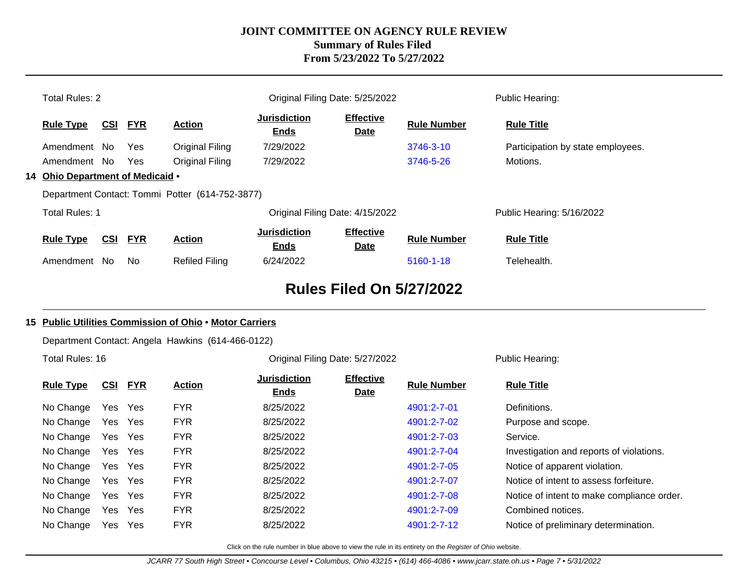# JOINT COMMITTEE ON AGENCY RULE REVIEW
## Summary of Rules Filed
## From 5/23/2022 To 5/27/2022

Total Rules: 2 | Original Filing Date: 5/25/2022 | Public Hearing:

| Rule Type | CSI | FYR | Action | Jurisdiction Ends | Effective Date | Rule Number | Rule Title |
|---|---|---|---|---|---|---|---|
| Amendment | No | Yes | Original Filing | 7/29/2022 | | 3746-3-10 | Participation by state employees. |
| Amendment | No | Yes | Original Filing | 7/29/2022 | | 3746-5-26 | Motions. |

**14 Ohio Department of Medicaid •**

Department Contact: Tommi Potter (614-752-3877)

Total Rules: 1 | Original Filing Date: 4/15/2022 | Public Hearing: 5/16/2022

| Rule Type | CSI | FYR | Action | Jurisdiction Ends | Effective Date | Rule Number | Rule Title |
|---|---|---|---|---|---|---|---|
| Amendment | No | No | Refiled Filing | 6/24/2022 | | 5160-1-18 | Telehealth. |

## Rules Filed On 5/27/2022

**15 Public Utilities Commission of Ohio • Motor Carriers**

Department Contact: Angela Hawkins (614-466-0122)

Total Rules: 16 | Original Filing Date: 5/27/2022 | Public Hearing:

| Rule Type | CSI | FYR | Action | Jurisdiction Ends | Effective Date | Rule Number | Rule Title |
|---|---|---|---|---|---|---|---|
| No Change | Yes | Yes | FYR | 8/25/2022 | | 4901:2-7-01 | Definitions. |
| No Change | Yes | Yes | FYR | 8/25/2022 | | 4901:2-7-02 | Purpose and scope. |
| No Change | Yes | Yes | FYR | 8/25/2022 | | 4901:2-7-03 | Service. |
| No Change | Yes | Yes | FYR | 8/25/2022 | | 4901:2-7-04 | Investigation and reports of violations. |
| No Change | Yes | Yes | FYR | 8/25/2022 | | 4901:2-7-05 | Notice of apparent violation. |
| No Change | Yes | Yes | FYR | 8/25/2022 | | 4901:2-7-07 | Notice of intent to assess forfeiture. |
| No Change | Yes | Yes | FYR | 8/25/2022 | | 4901:2-7-08 | Notice of intent to make compliance order. |
| No Change | Yes | Yes | FYR | 8/25/2022 | | 4901:2-7-09 | Combined notices. |
| No Change | Yes | Yes | FYR | 8/25/2022 | | 4901:2-7-12 | Notice of preliminary determination. |

Click on the rule number in blue above to view the rule in its entirety on the *Register of Ohio* website.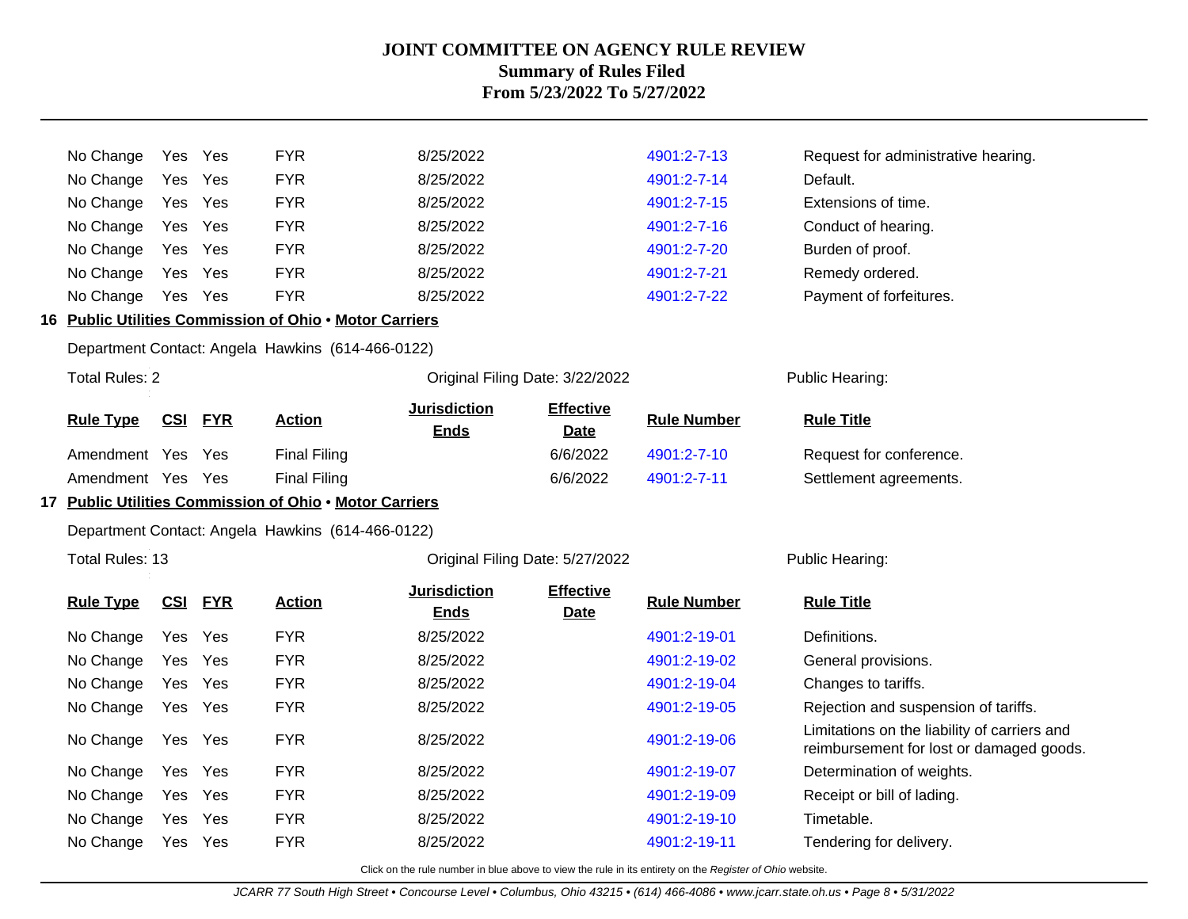| Rule Type | CSI | FYR | Action | Jurisdiction Ends | Effective Date | Rule Number | Rule Title |
|---|---|---|---|---|---|---|---|
| No Change | Yes | Yes | FYR | 8/25/2022 | | 4901:2-7-13 | Request for administrative hearing. |
| No Change | Yes | Yes | FYR | 8/25/2022 | | 4901:2-7-14 | Default. |
| No Change | Yes | Yes | FYR | 8/25/2022 | | 4901:2-7-15 | Extensions of time. |
| No Change | Yes | Yes | FYR | 8/25/2022 | | 4901:2-7-16 | Conduct of hearing. |
| No Change | Yes | Yes | FYR | 8/25/2022 | | 4901:2-7-20 | Burden of proof. |
| No Change | Yes | Yes | FYR | 8/25/2022 | | 4901:2-7-21 | Remedy ordered. |
| No Change | Yes | Yes | FYR | 8/25/2022 | | 4901:2-7-22 | Payment of forfeitures. |

**16 Public Utilities Commission of Ohio • Motor Carriers**

Department Contact: Angela Hawkins (614-466-0122)

Total Rules: 2 | Original Filing Date: 3/22/2022 | Public Hearing:

| Rule Type | CSI | FYR | Action | Jurisdiction Ends | Effective Date | Rule Number | Rule Title |
|---|---|---|---|---|---|---|---|
| Amendment | Yes | Yes | Final Filing | | 6/6/2022 | 4901:2-7-10 | Request for conference. |
| Amendment | Yes | Yes | Final Filing | | 6/6/2022 | 4901:2-7-11 | Settlement agreements. |

**17 Public Utilities Commission of Ohio • Motor Carriers**

Department Contact: Angela Hawkins (614-466-0122)

Total Rules: 13 | Original Filing Date: 5/27/2022 | Public Hearing:

| Rule Type | CSI | FYR | Action | Jurisdiction Ends | Effective Date | Rule Number | Rule Title |
|---|---|---|---|---|---|---|---|
| No Change | Yes | Yes | FYR | 8/25/2022 | | 4901:2-19-01 | Definitions. |
| No Change | Yes | Yes | FYR | 8/25/2022 | | 4901:2-19-02 | General provisions. |
| No Change | Yes | Yes | FYR | 8/25/2022 | | 4901:2-19-04 | Changes to tariffs. |
| No Change | Yes | Yes | FYR | 8/25/2022 | | 4901:2-19-05 | Rejection and suspension of tariffs. |
| No Change | Yes | Yes | FYR | 8/25/2022 | | 4901:2-19-06 | Limitations on the liability of carriers and reimbursement for lost or damaged goods. |
| No Change | Yes | Yes | FYR | 8/25/2022 | | 4901:2-19-07 | Determination of weights. |
| No Change | Yes | Yes | FYR | 8/25/2022 | | 4901:2-19-09 | Receipt or bill of lading. |
| No Change | Yes | Yes | FYR | 8/25/2022 | | 4901:2-19-10 | Timetable. |
| No Change | Yes | Yes | FYR | 8/25/2022 | | 4901:2-19-11 | Tendering for delivery. |

Click on the rule number in blue above to view the rule in its entirety on the *Register of Ohio* website.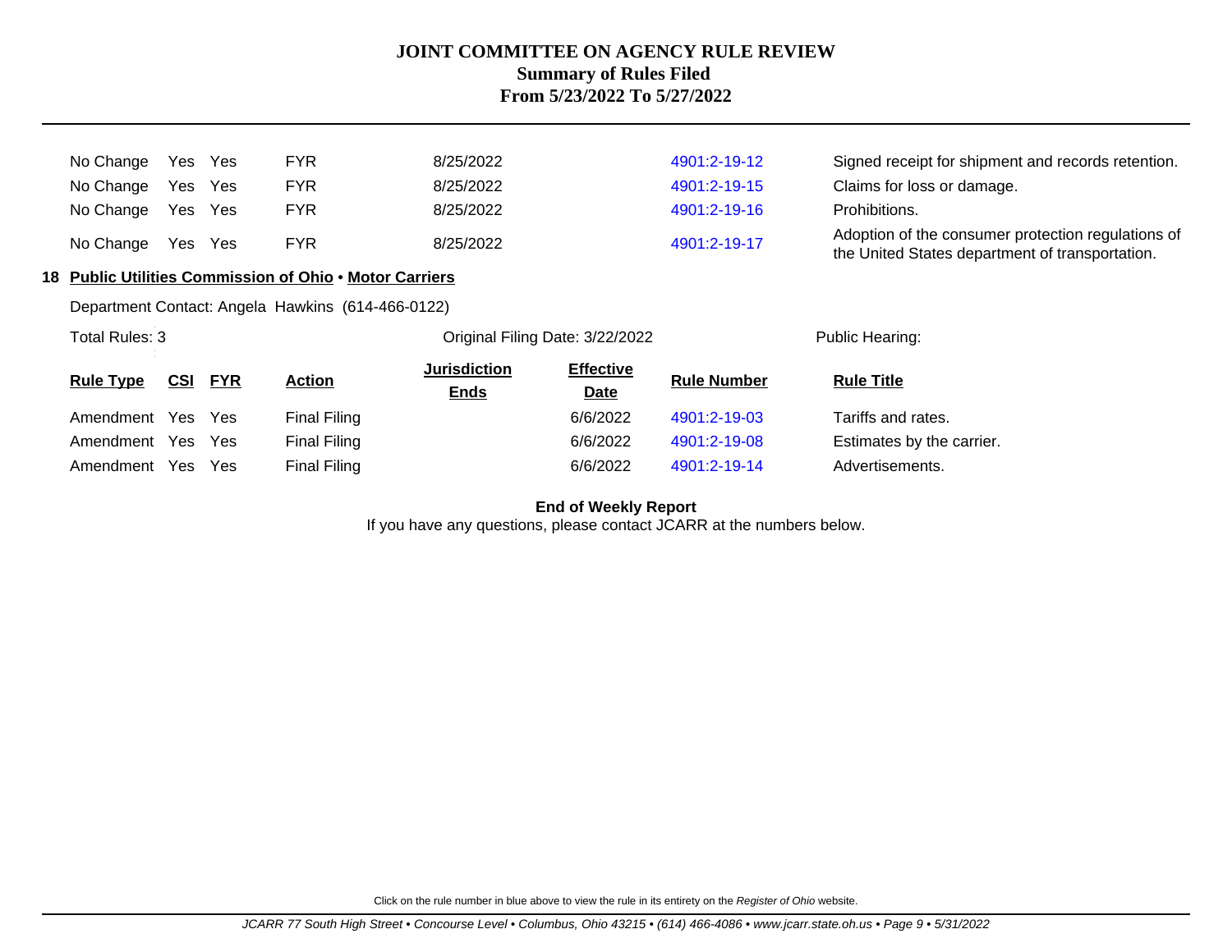# JOINT COMMITTEE ON AGENCY RULE REVIEW
## Summary of Rules Filed
## From 5/23/2022 To 5/27/2022

| | | | | | | | |
|---|---|---|---|---|---|---|---|
| No Change | Yes | Yes | FYR | 8/25/2022 | | 4901:2-19-12 | Signed receipt for shipment and records retention. |
| No Change | Yes | Yes | FYR | 8/25/2022 | | 4901:2-19-15 | Claims for loss or damage. |
| No Change | Yes | Yes | FYR | 8/25/2022 | | 4901:2-19-16 | Prohibitions. |
| No Change | Yes | Yes | FYR | 8/25/2022 | | 4901:2-19-17 | Adoption of the consumer protection regulations of the United States department of transportation. |

**18 Public Utilities Commission of Ohio • Motor Carriers**

Department Contact: Angela Hawkins (614-466-0122)

Total Rules: 3 — Original Filing Date: 3/22/2022 — Public Hearing:

| Rule Type | CSI | FYR | Action | Jurisdiction Ends | Effective Date | Rule Number | Rule Title |
|---|---|---|---|---|---|---|---|
| Amendment | Yes | Yes | Final Filing | | 6/6/2022 | 4901:2-19-03 | Tariffs and rates. |
| Amendment | Yes | Yes | Final Filing | | 6/6/2022 | 4901:2-19-08 | Estimates by the carrier. |
| Amendment | Yes | Yes | Final Filing | | 6/6/2022 | 4901:2-19-14 | Advertisements. |

**End of Weekly Report**

If you have any questions, please contact JCARR at the numbers below.

Click on the rule number in blue above to view the rule in its entirety on the *Register of Ohio* website.